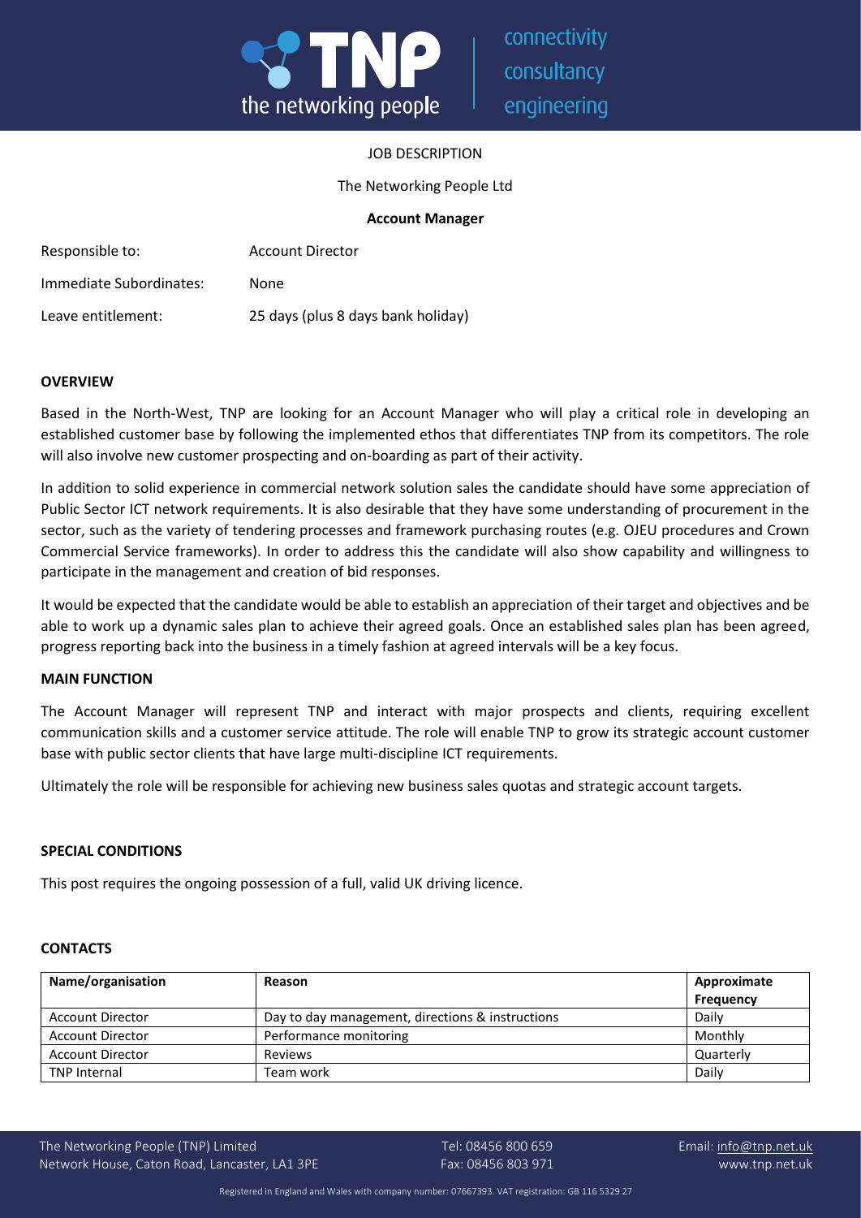JOB DESCRIPTION

The Networking People Ltd

**Account Manager**

| | |
|---|---|
| Responsible to: | Account Director |
| Immediate Subordinates: | None |
| Leave entitlement: | 25 days (plus 8 days bank holiday) |

## OVERVIEW

Based in the North-West, TNP are looking for an Account Manager who will play a critical role in developing an established customer base by following the implemented ethos that differentiates TNP from its competitors. The role will also involve new customer prospecting and on-boarding as part of their activity.

In addition to solid experience in commercial network solution sales the candidate should have some appreciation of Public Sector ICT network requirements. It is also desirable that they have some understanding of procurement in the sector, such as the variety of tendering processes and framework purchasing routes (e.g. OJEU procedures and Crown Commercial Service frameworks). In order to address this the candidate will also show capability and willingness to participate in the management and creation of bid responses.

It would be expected that the candidate would be able to establish an appreciation of their target and objectives and be able to work up a dynamic sales plan to achieve their agreed goals. Once an established sales plan has been agreed, progress reporting back into the business in a timely fashion at agreed intervals will be a key focus.

## MAIN FUNCTION

The Account Manager will represent TNP and interact with major prospects and clients, requiring excellent communication skills and a customer service attitude. The role will enable TNP to grow its strategic account customer base with public sector clients that have large multi-discipline ICT requirements.

Ultimately the role will be responsible for achieving new business sales quotas and strategic account targets.

## SPECIAL CONDITIONS

This post requires the ongoing possession of a full, valid UK driving licence.

## CONTACTS

| Name/organisation | Reason | Approximate Frequency |
|---|---|---|
| Account Director | Day to day management, directions & instructions | Daily |
| Account Director | Performance monitoring | Monthly |
| Account Director | Reviews | Quarterly |
| TNP Internal | Team work | Daily |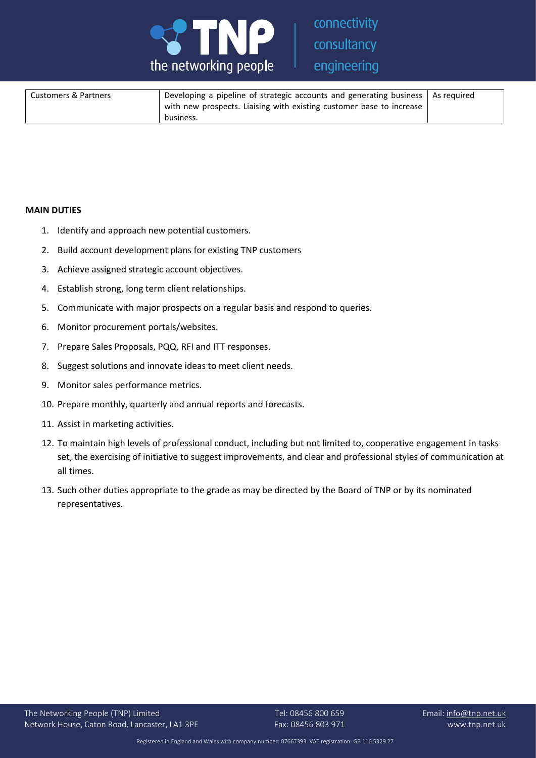| Customers & Partners | Developing a pipeline of strategic accounts and generating business with new prospects. Liaising with existing customer base to increase business. | As required |
|---|---|---|

**MAIN DUTIES**

1. Identify and approach new potential customers.
2. Build account development plans for existing TNP customers
3. Achieve assigned strategic account objectives.
4. Establish strong, long term client relationships.
5. Communicate with major prospects on a regular basis and respond to queries.
6. Monitor procurement portals/websites.
7. Prepare Sales Proposals, PQQ, RFI and ITT responses.
8. Suggest solutions and innovate ideas to meet client needs.
9. Monitor sales performance metrics.
10. Prepare monthly, quarterly and annual reports and forecasts.
11. Assist in marketing activities.
12. To maintain high levels of professional conduct, including but not limited to, cooperative engagement in tasks set, the exercising of initiative to suggest improvements, and clear and professional styles of communication at all times.
13. Such other duties appropriate to the grade as may be directed by the Board of TNP or by its nominated representatives.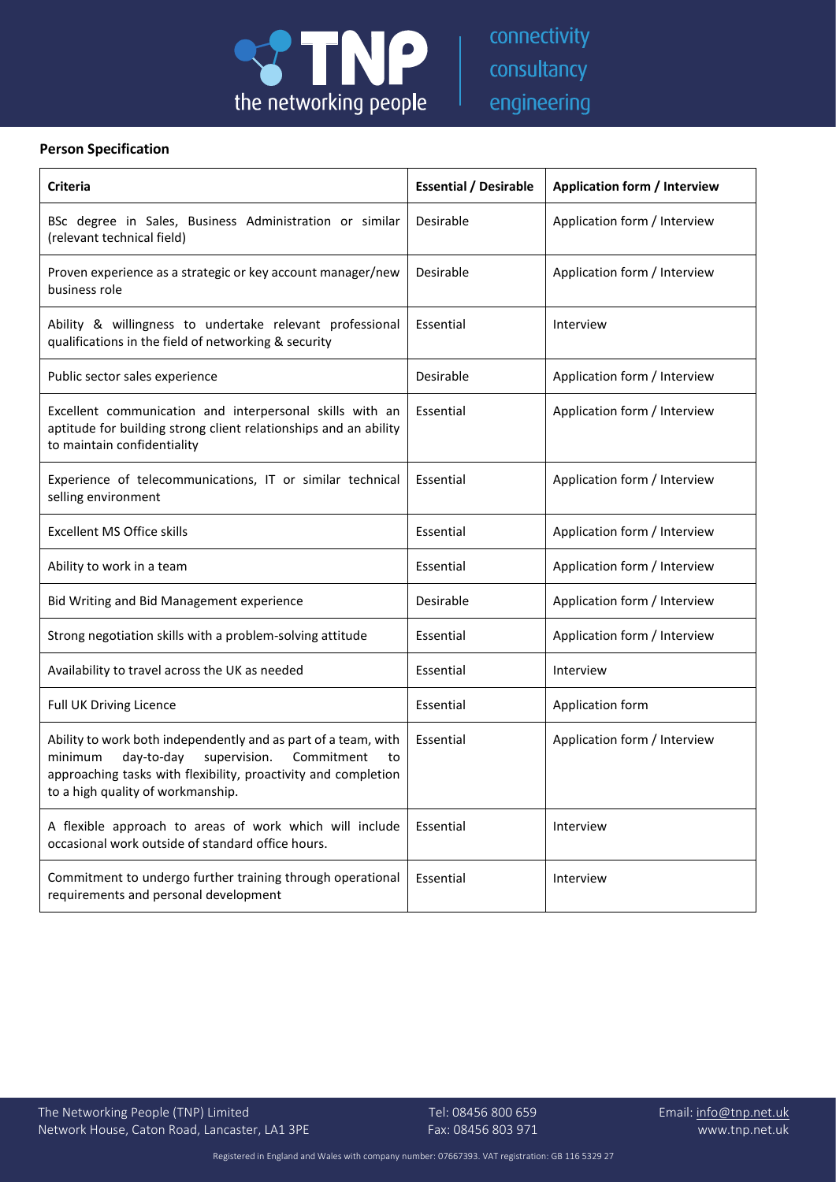**Person Specification**

| Criteria | Essential / Desirable | Application form / Interview |
|---|---|---|
| BSc degree in Sales, Business Administration or similar (relevant technical field) | Desirable | Application form / Interview |
| Proven experience as a strategic or key account manager/new business role | Desirable | Application form / Interview |
| Ability & willingness to undertake relevant professional qualifications in the field of networking & security | Essential | Interview |
| Public sector sales experience | Desirable | Application form / Interview |
| Excellent communication and interpersonal skills with an aptitude for building strong client relationships and an ability to maintain confidentiality | Essential | Application form / Interview |
| Experience of telecommunications, IT or similar technical selling environment | Essential | Application form / Interview |
| Excellent MS Office skills | Essential | Application form / Interview |
| Ability to work in a team | Essential | Application form / Interview |
| Bid Writing and Bid Management experience | Desirable | Application form / Interview |
| Strong negotiation skills with a problem-solving attitude | Essential | Application form / Interview |
| Availability to travel across the UK as needed | Essential | Interview |
| Full UK Driving Licence | Essential | Application form |
| Ability to work both independently and as part of a team, with minimum day-to-day supervision. Commitment to approaching tasks with flexibility, proactivity and completion to a high quality of workmanship. | Essential | Application form / Interview |
| A flexible approach to areas of work which will include occasional work outside of standard office hours. | Essential | Interview |
| Commitment to undergo further training through operational requirements and personal development | Essential | Interview |